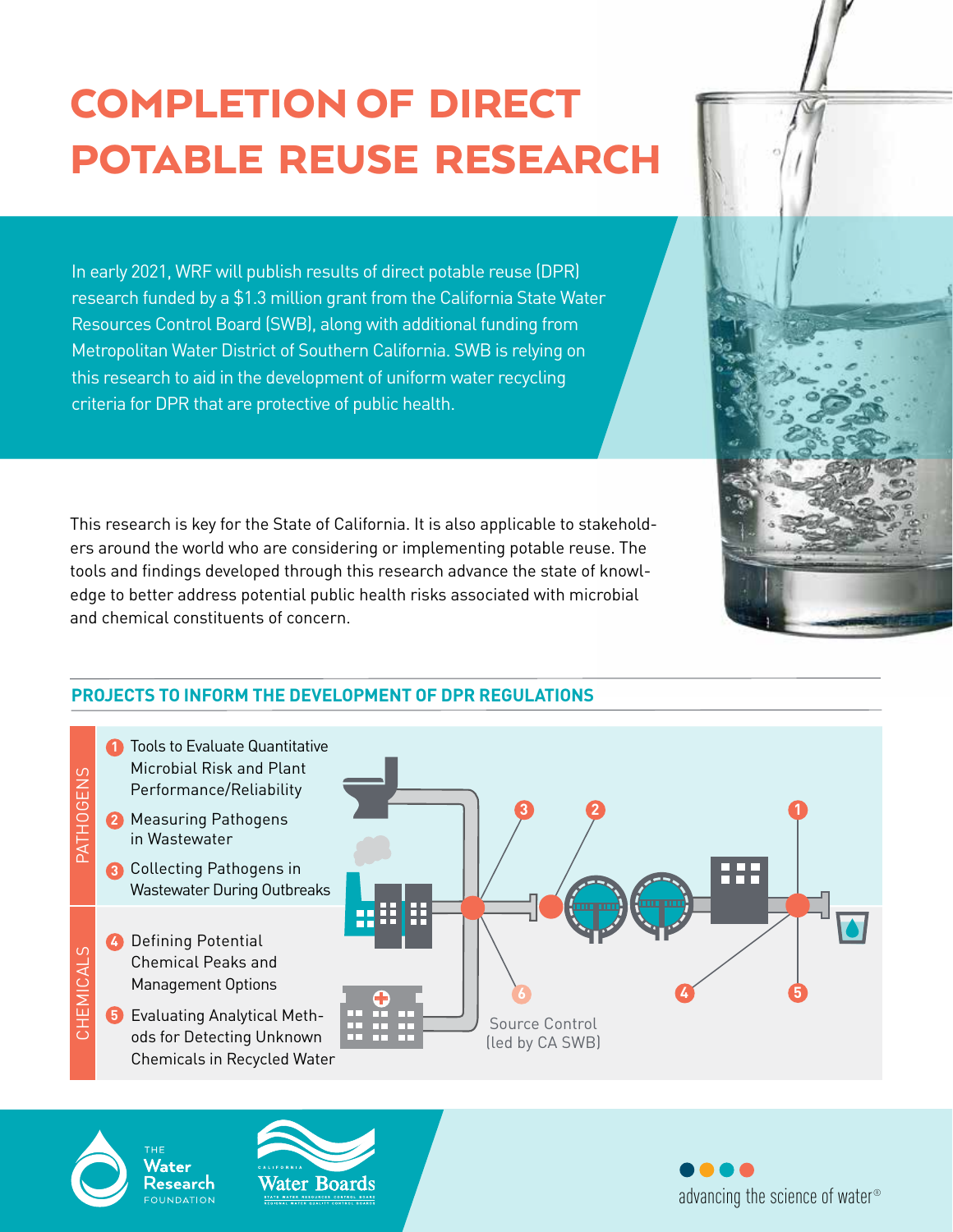# COMPLETION OF DIRECT POTABLE REUSE RESEARCH

In early 2021, WRF will publish results of direct potable reuse (DPR) research funded by a $1.3 million grant from the California State Water Resources Control Board (SWB), along with additional funding from Metropolitan Water District of Southern California. SWB is relying on this research to aid in the development of uniform water recycling criteria for DPR that are protective of public health.

This research is key for the State of California. It is also applicable to stakeholders around the world who are considering or implementing potable reuse. The tools and findings developed through this research advance the state of knowledge to better address potential public health risks associated with microbial and chemical constituents of concern.

## PROJECTS TO INFORM THE DEVELOPMENT OF DPR REGULATIONS

**PATHOGENS**

1. Tools to Evaluate Quantitative Microbial Risk and Plant Performance/Reliability
2. Measuring Pathogens in Wastewater
3. Collecting Pathogens in Wastewater During Outbreaks

**CHEMICALS**

4. Defining Potential Chemical Peaks and Management Options
5. Evaluating Analytical Methods for Detecting Unknown Chemicals in Recycled Water

6. Source Control (led by CA SWB)

advancing the science of water®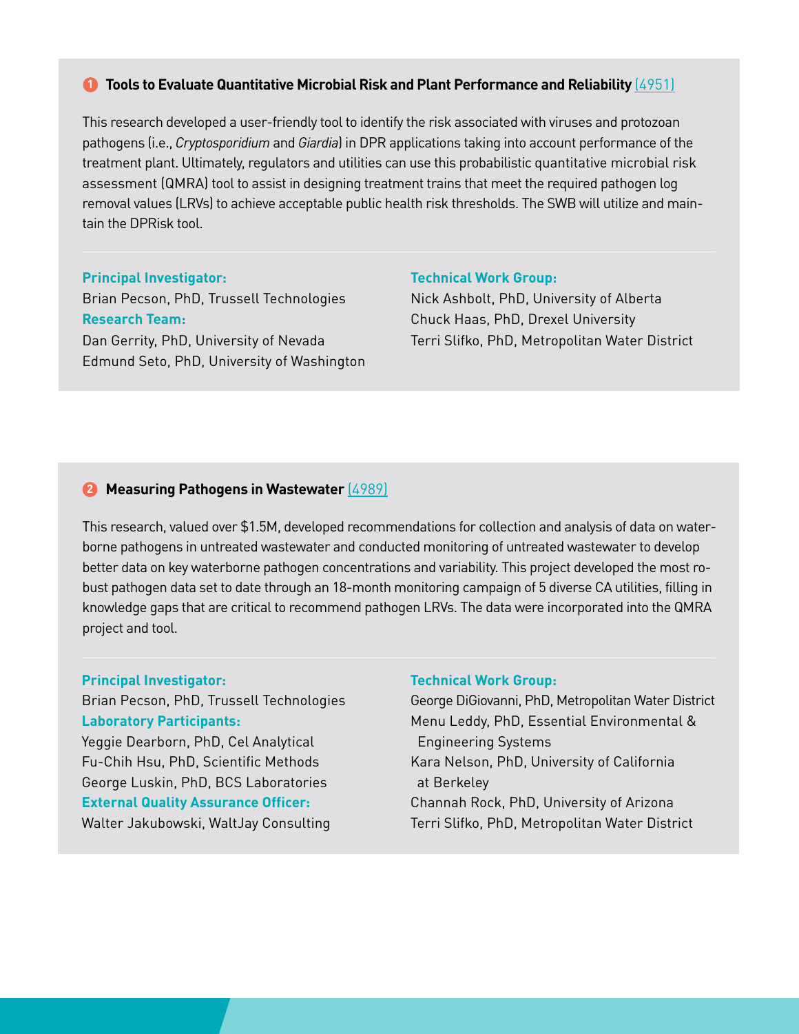### 1 Tools to Evaluate Quantitative Microbial Risk and Plant Performance and Reliability (4951)

This research developed a user-friendly tool to identify the risk associated with viruses and protozoan pathogens (i.e., *Cryptosporidium* and *Giardia*) in DPR applications taking into account performance of the treatment plant. Ultimately, regulators and utilities can use this probabilistic quantitative microbial risk assessment (QMRA) tool to assist in designing treatment trains that meet the required pathogen log removal values (LRVs) to achieve acceptable public health risk thresholds. The SWB will utilize and maintain the DPRisk tool.

**Principal Investigator:**
Brian Pecson, PhD, Trussell Technologies

**Research Team:**
Dan Gerrity, PhD, University of Nevada
Edmund Seto, PhD, University of Washington

**Technical Work Group:**
Nick Ashbolt, PhD, University of Alberta
Chuck Haas, PhD, Drexel University
Terri Slifko, PhD, Metropolitan Water District

### 2 Measuring Pathogens in Wastewater (4989)

This research, valued over $1.5M, developed recommendations for collection and analysis of data on waterborne pathogens in untreated wastewater and conducted monitoring of untreated wastewater to develop better data on key waterborne pathogen concentrations and variability. This project developed the most robust pathogen data set to date through an 18-month monitoring campaign of 5 diverse CA utilities, filling in knowledge gaps that are critical to recommend pathogen LRVs. The data were incorporated into the QMRA project and tool.

**Principal Investigator:**
Brian Pecson, PhD, Trussell Technologies

**Laboratory Participants:**
Yeggie Dearborn, PhD, Cel Analytical
Fu-Chih Hsu, PhD, Scientific Methods
George Luskin, PhD, BCS Laboratories

**External Quality Assurance Officer:**
Walter Jakubowski, WaltJay Consulting

**Technical Work Group:**
George DiGiovanni, PhD, Metropolitan Water District
Menu Leddy, PhD, Essential Environmental & Engineering Systems
Kara Nelson, PhD, University of California at Berkeley
Channah Rock, PhD, University of Arizona
Terri Slifko, PhD, Metropolitan Water District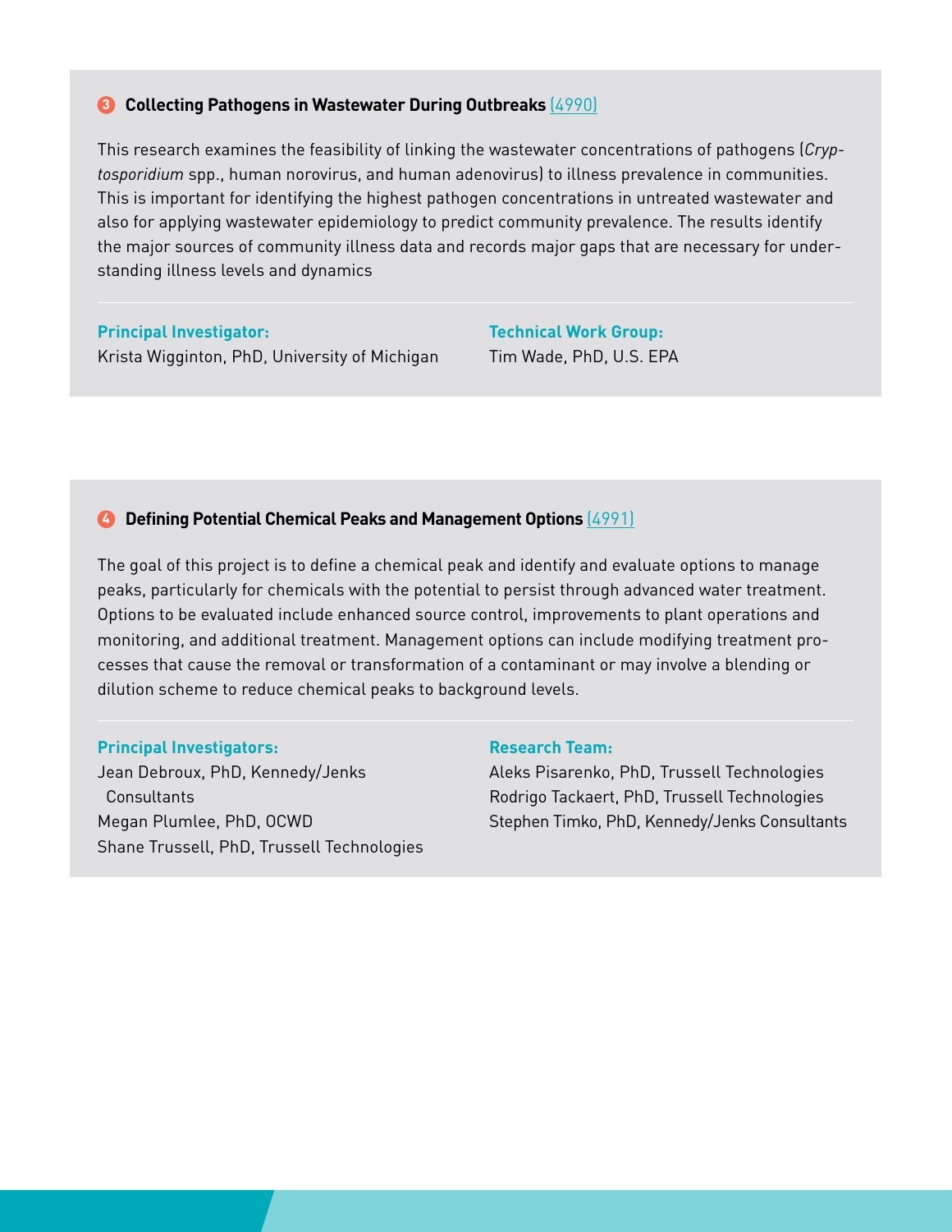### 3 **Collecting Pathogens in Wastewater During Outbreaks** (4990)

This research examines the feasibility of linking the wastewater concentrations of pathogens (*Cryptosporidium* spp., human norovirus, and human adenovirus) to illness prevalence in communities. This is important for identifying the highest pathogen concentrations in untreated wastewater and also for applying wastewater epidemiology to predict community prevalence. The results identify the major sources of community illness data and records major gaps that are necessary for understanding illness levels and dynamics

**Principal Investigator:**
Krista Wigginton, PhD, University of Michigan

**Technical Work Group:**
Tim Wade, PhD, U.S. EPA

### 4 **Defining Potential Chemical Peaks and Management Options** (4991)

The goal of this project is to define a chemical peak and identify and evaluate options to manage peaks, particularly for chemicals with the potential to persist through advanced water treatment. Options to be evaluated include enhanced source control, improvements to plant operations and monitoring, and additional treatment. Management options can include modifying treatment processes that cause the removal or transformation of a contaminant or may involve a blending or dilution scheme to reduce chemical peaks to background levels.

**Principal Investigators:**
Jean Debroux, PhD, Kennedy/Jenks Consultants
Megan Plumlee, PhD, OCWD
Shane Trussell, PhD, Trussell Technologies

**Research Team:**
Aleks Pisarenko, PhD, Trussell Technologies
Rodrigo Tackaert, PhD, Trussell Technologies
Stephen Timko, PhD, Kennedy/Jenks Consultants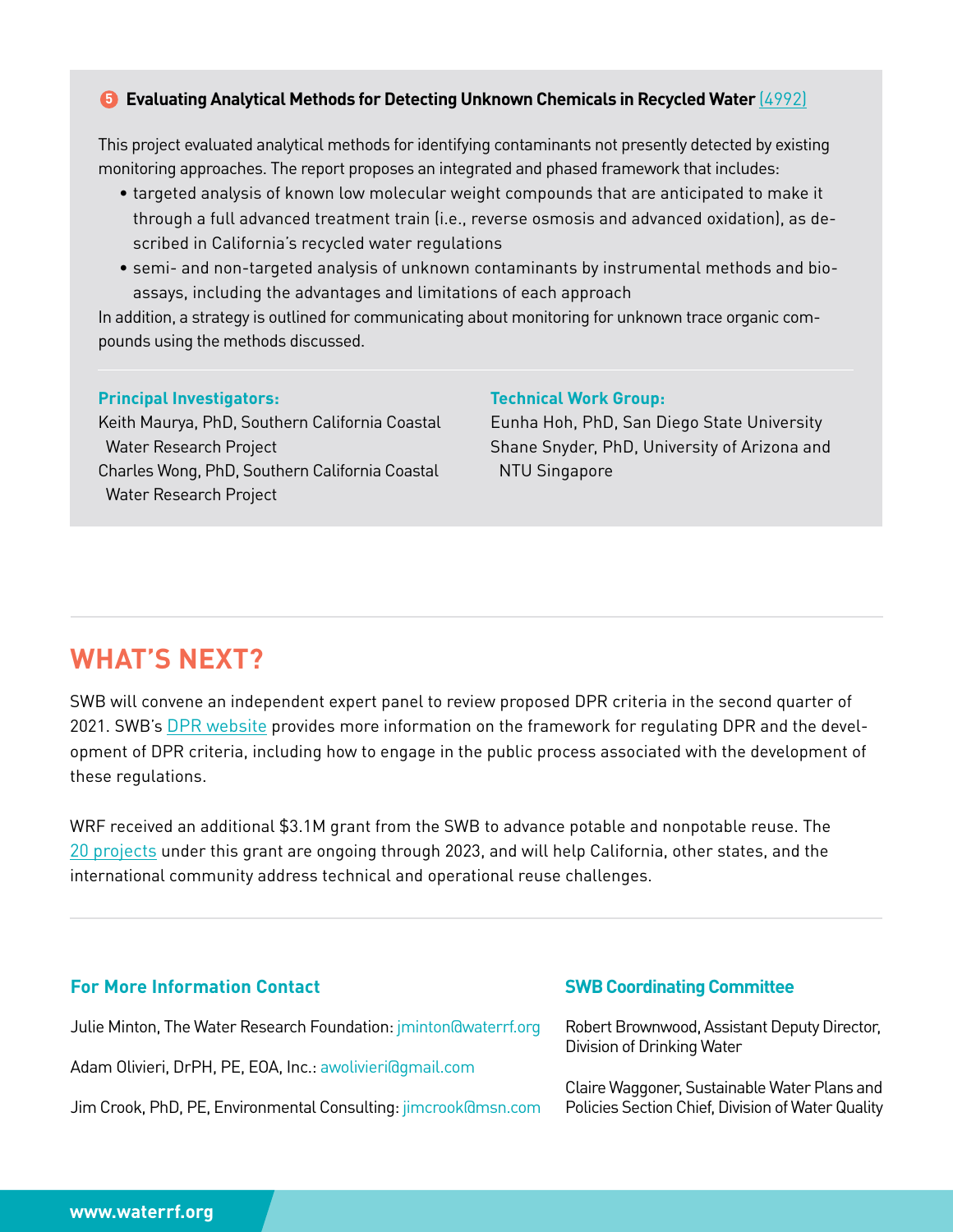### 5 Evaluating Analytical Methods for Detecting Unknown Chemicals in Recycled Water (4992)

This project evaluated analytical methods for identifying contaminants not presently detected by existing monitoring approaches. The report proposes an integrated and phased framework that includes:

- targeted analysis of known low molecular weight compounds that are anticipated to make it through a full advanced treatment train (i.e., reverse osmosis and advanced oxidation), as described in California's recycled water regulations
- semi- and non-targeted analysis of unknown contaminants by instrumental methods and bioassays, including the advantages and limitations of each approach

In addition, a strategy is outlined for communicating about monitoring for unknown trace organic compounds using the methods discussed.

**Principal Investigators:**
Keith Maurya, PhD, Southern California Coastal Water Research Project
Charles Wong, PhD, Southern California Coastal Water Research Project

**Technical Work Group:**
Eunha Hoh, PhD, San Diego State University
Shane Snyder, PhD, University of Arizona and NTU Singapore

## WHAT'S NEXT?

SWB will convene an independent expert panel to review proposed DPR criteria in the second quarter of 2021. SWB's DPR website provides more information on the framework for regulating DPR and the development of DPR criteria, including how to engage in the public process associated with the development of these regulations.

WRF received an additional $3.1M grant from the SWB to advance potable and nonpotable reuse. The 20 projects under this grant are ongoing through 2023, and will help California, other states, and the international community address technical and operational reuse challenges.

**For More Information Contact**

Julie Minton, The Water Research Foundation: jminton@waterrf.org

Adam Olivieri, DrPH, PE, EOA, Inc.: awolivieri@gmail.com

Jim Crook, PhD, PE, Environmental Consulting: jimcrook@msn.com

**SWB Coordinating Committee**

Robert Brownwood, Assistant Deputy Director, Division of Drinking Water

Claire Waggoner, Sustainable Water Plans and Policies Section Chief, Division of Water Quality

www.waterrf.org